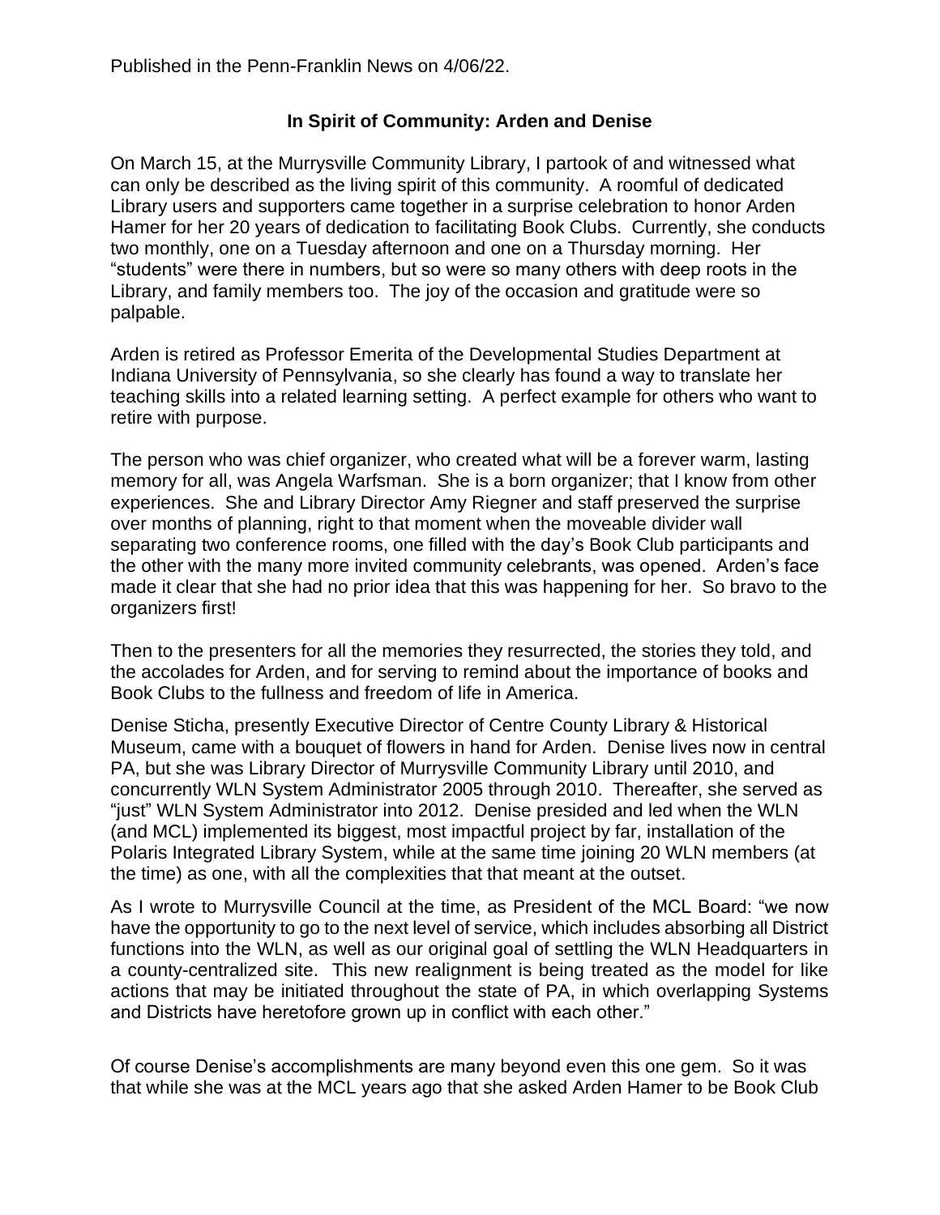Published in the Penn-Franklin News on 4/06/22.

**In Spirit of Community: Arden and Denise**

On March 15, at the Murrysville Community Library, I partook of and witnessed what can only be described as the living spirit of this community. A roomful of dedicated Library users and supporters came together in a surprise celebration to honor Arden Hamer for her 20 years of dedication to facilitating Book Clubs. Currently, she conducts two monthly, one on a Tuesday afternoon and one on a Thursday morning. Her "students" were there in numbers, but so were so many others with deep roots in the Library, and family members too. The joy of the occasion and gratitude were so palpable.

Arden is retired as Professor Emerita of the Developmental Studies Department at Indiana University of Pennsylvania, so she clearly has found a way to translate her teaching skills into a related learning setting. A perfect example for others who want to retire with purpose.

The person who was chief organizer, who created what will be a forever warm, lasting memory for all, was Angela Warfsman. She is a born organizer; that I know from other experiences. She and Library Director Amy Riegner and staff preserved the surprise over months of planning, right to that moment when the moveable divider wall separating two conference rooms, one filled with the day's Book Club participants and the other with the many more invited community celebrants, was opened. Arden's face made it clear that she had no prior idea that this was happening for her. So bravo to the organizers first!

Then to the presenters for all the memories they resurrected, the stories they told, and the accolades for Arden, and for serving to remind about the importance of books and Book Clubs to the fullness and freedom of life in America.

Denise Sticha, presently Executive Director of Centre County Library & Historical Museum, came with a bouquet of flowers in hand for Arden. Denise lives now in central PA, but she was Library Director of Murrysville Community Library until 2010, and concurrently WLN System Administrator 2005 through 2010. Thereafter, she served as "just" WLN System Administrator into 2012. Denise presided and led when the WLN (and MCL) implemented its biggest, most impactful project by far, installation of the Polaris Integrated Library System, while at the same time joining 20 WLN members (at the time) as one, with all the complexities that that meant at the outset.

As I wrote to Murrysville Council at the time, as President of the MCL Board: "we now have the opportunity to go to the next level of service, which includes absorbing all District functions into the WLN, as well as our original goal of settling the WLN Headquarters in a county-centralized site. This new realignment is being treated as the model for like actions that may be initiated throughout the state of PA, in which overlapping Systems and Districts have heretofore grown up in conflict with each other."

Of course Denise's accomplishments are many beyond even this one gem. So it was that while she was at the MCL years ago that she asked Arden Hamer to be Book Club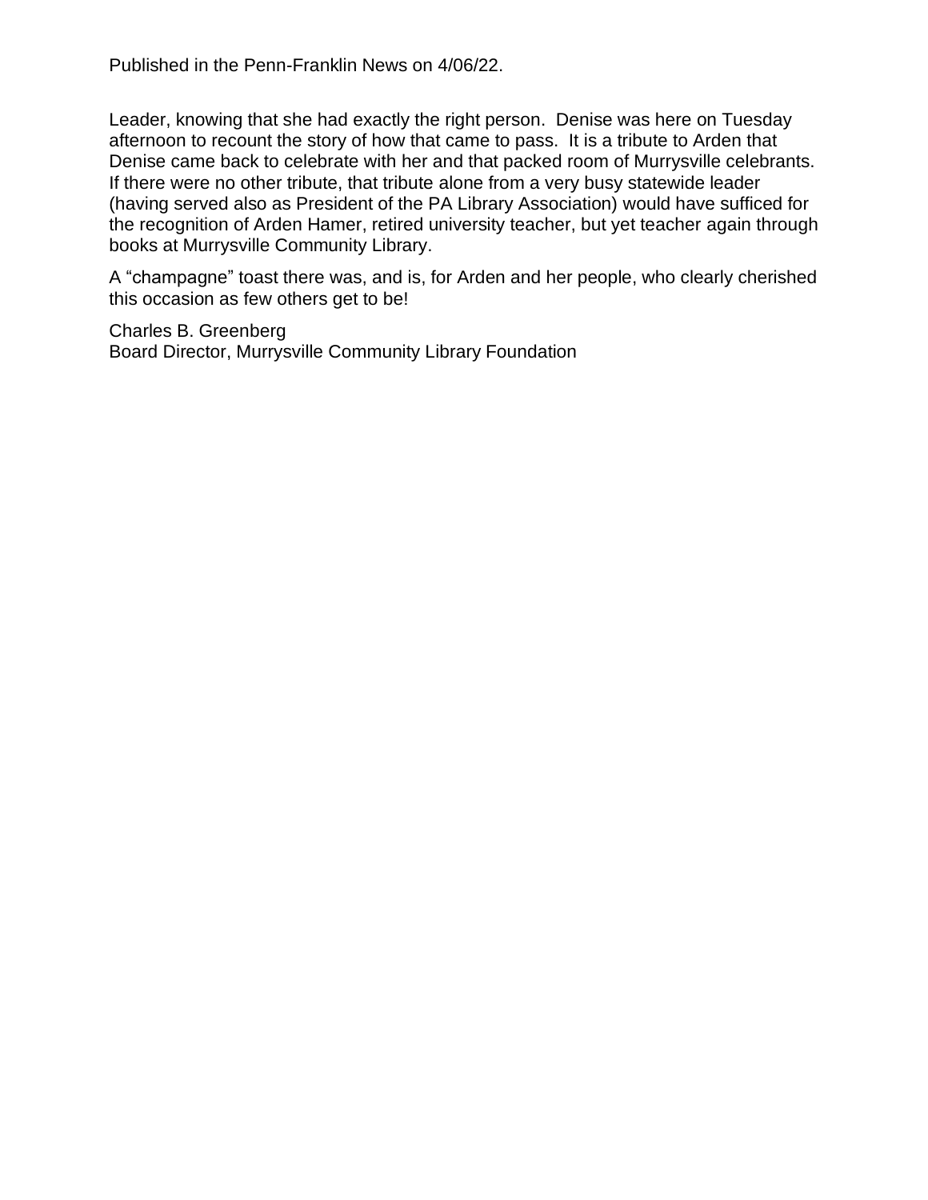Published in the Penn-Franklin News on 4/06/22.

Leader, knowing that she had exactly the right person. Denise was here on Tuesday afternoon to recount the story of how that came to pass. It is a tribute to Arden that Denise came back to celebrate with her and that packed room of Murrysville celebrants. If there were no other tribute, that tribute alone from a very busy statewide leader (having served also as President of the PA Library Association) would have sufficed for the recognition of Arden Hamer, retired university teacher, but yet teacher again through books at Murrysville Community Library.

A "champagne" toast there was, and is, for Arden and her people, who clearly cherished this occasion as few others get to be!

Charles B. Greenberg
Board Director, Murrysville Community Library Foundation